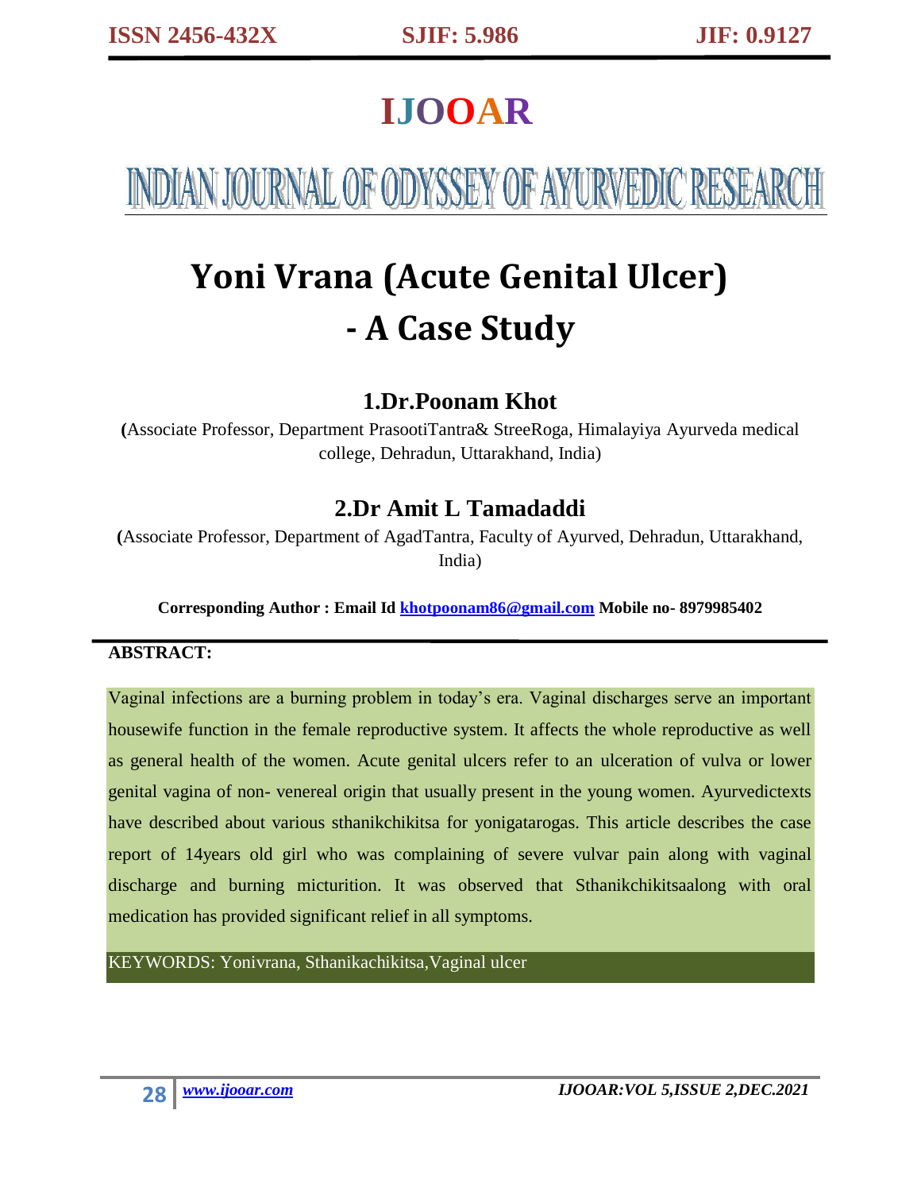# IJOOAR

# INDIAN JOURNAL OF ODYSSEY OF AYURVEDIC RESEARCH

# Yoni Vrana (Acute Genital Ulcer) - A Case Study

## 1.Dr.Poonam Khot

**(**Associate Professor, Department PrasootiTantra& StreeRoga, Himalayiya Ayurveda medical college, Dehradun, Uttarakhand, India)

## 2.Dr Amit L Tamadaddi

**(**Associate Professor, Department of AgadTantra, Faculty of Ayurved, Dehradun, Uttarakhand, India)

**Corresponding Author : Email Id khotpoonam86@gmail.com Mobile no- 8979985402**

**ABSTRACT:**

Vaginal infections are a burning problem in today's era. Vaginal discharges serve an important housewife function in the female reproductive system. It affects the whole reproductive as well as general health of the women. Acute genital ulcers refer to an ulceration of vulva or lower genital vagina of non- venereal origin that usually present in the young women. Ayurvedictexts have described about various sthanikchikitsa for yonigatarogas. This article describes the case report of 14years old girl who was complaining of severe vulvar pain along with vaginal discharge and burning micturition. It was observed that Sthanikchikitsaalong with oral medication has provided significant relief in all symptoms.

KEYWORDS: Yonivrana, Sthanikachikitsa,Vaginal ulcer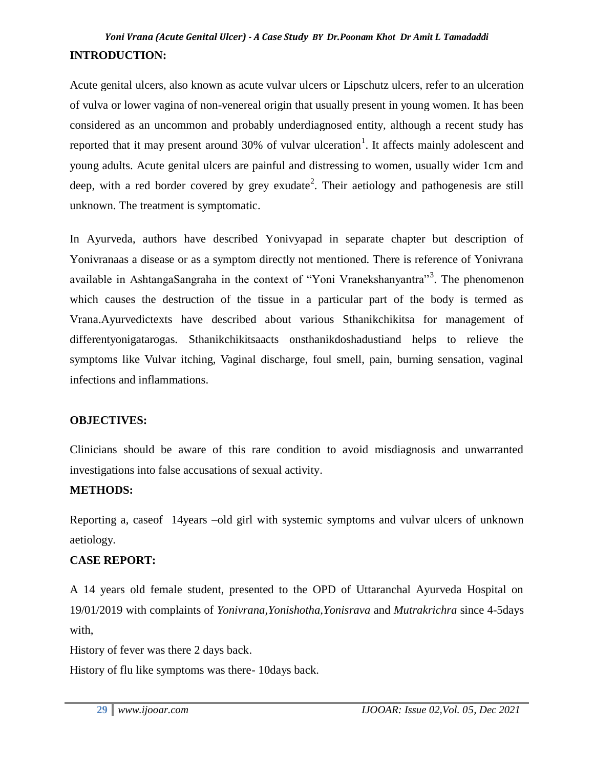## INTRODUCTION:

Acute genital ulcers, also known as acute vulvar ulcers or Lipschutz ulcers, refer to an ulceration of vulva or lower vagina of non-venereal origin that usually present in young women. It has been considered as an uncommon and probably underdiagnosed entity, although a recent study has reported that it may present around 30% of vulvar ulceration[1]. It affects mainly adolescent and young adults. Acute genital ulcers are painful and distressing to women, usually wider 1cm and deep, with a red border covered by grey exudate[2]. Their aetiology and pathogenesis are still unknown. The treatment is symptomatic.

In Ayurveda, authors have described Yonivyapad in separate chapter but description of Yonivranaas a disease or as a symptom directly not mentioned. There is reference of Yonivrana available in AshtangaSangraha in the context of "Yoni Vranekshanyantra"[3]. The phenomenon which causes the destruction of the tissue in a particular part of the body is termed as Vrana.Ayurvedictexts have described about various Sthanikchikitsa for management of differentyonigatarogas. Sthanikchikitsaacts onsthanikdoshadustiand helps to relieve the symptoms like Vulvar itching, Vaginal discharge, foul smell, pain, burning sensation, vaginal infections and inflammations.

## OBJECTIVES:

Clinicians should be aware of this rare condition to avoid misdiagnosis and unwarranted investigations into false accusations of sexual activity.

## METHODS:

Reporting a, caseof 14years –old girl with systemic symptoms and vulvar ulcers of unknown aetiology.

## CASE REPORT:

A 14 years old female student, presented to the OPD of Uttaranchal Ayurveda Hospital on 19/01/2019 with complaints of *Yonivrana,Yonishotha,Yonisrava* and *Mutrakrichra* since 4-5days with,

History of fever was there 2 days back.

History of flu like symptoms was there- 10days back.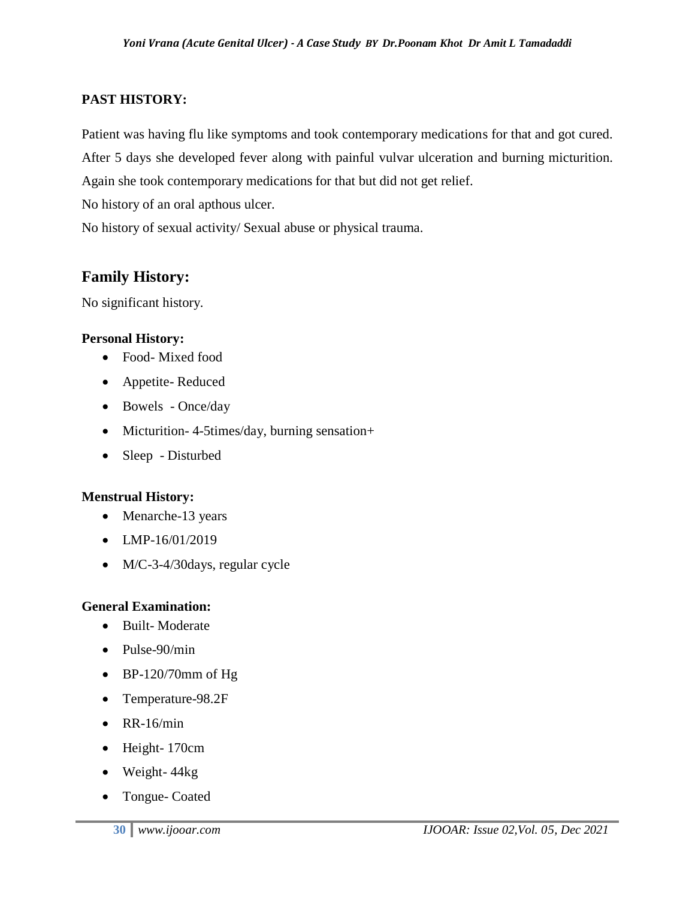**PAST HISTORY:**

Patient was having flu like symptoms and took contemporary medications for that and got cured. After 5 days she developed fever along with painful vulvar ulceration and burning micturition. Again she took contemporary medications for that but did not get relief.

No history of an oral apthous ulcer.

No history of sexual activity/ Sexual abuse or physical trauma.

## Family History:

No significant history.

**Personal History:**

- Food- Mixed food
- Appetite- Reduced
- Bowels - Once/day
- Micturition- 4-5times/day, burning sensation+
- Sleep - Disturbed

**Menstrual History:**

- Menarche-13 years
- LMP-16/01/2019
- M/C-3-4/30days, regular cycle

**General Examination:**

- Built- Moderate
- Pulse-90/min
- BP-120/70mm of Hg
- Temperature-98.2F
- RR-16/min
- Height- 170cm
- Weight- 44kg
- Tongue- Coated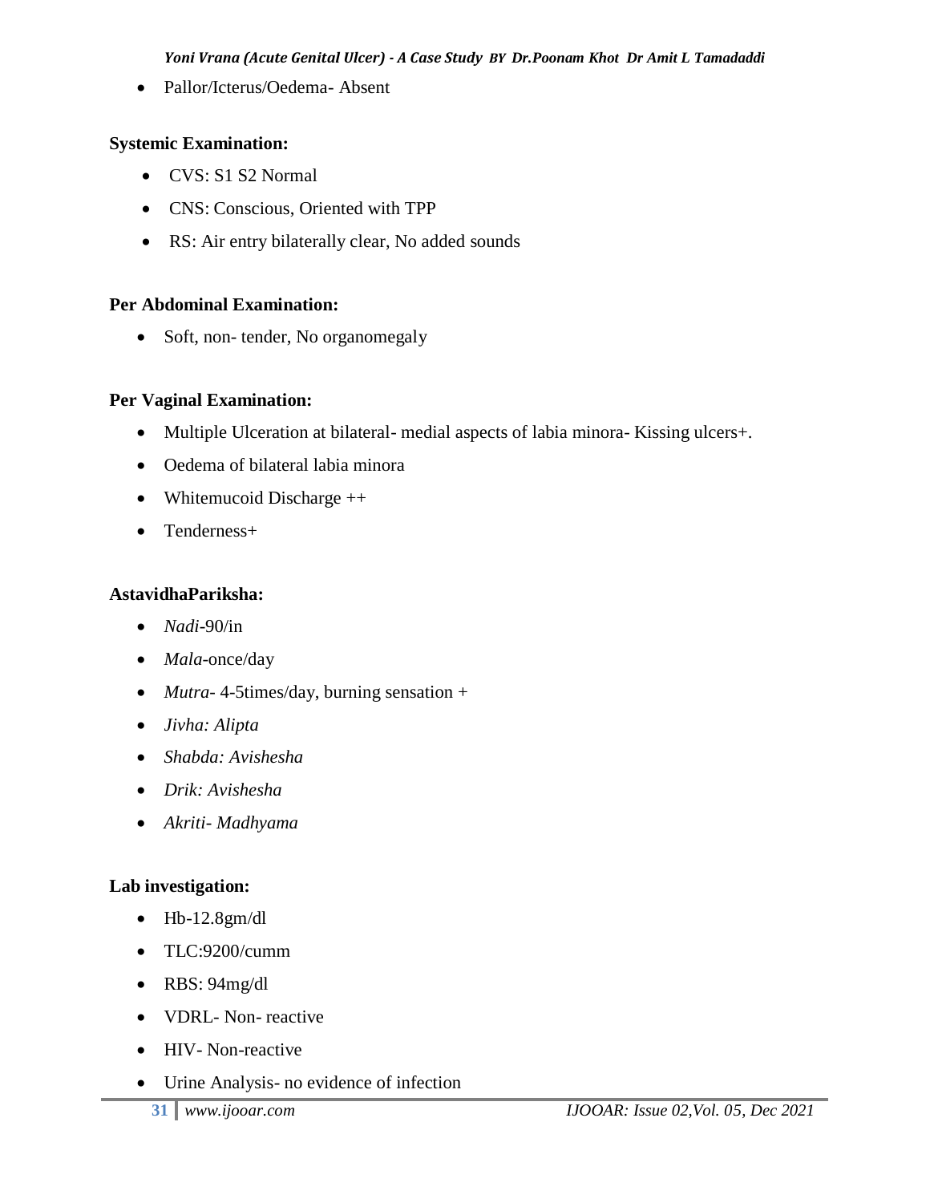- Pallor/Icterus/Oedema- Absent

**Systemic Examination:**

- CVS: S1 S2 Normal
- CNS: Conscious, Oriented with TPP
- RS: Air entry bilaterally clear, No added sounds

**Per Abdominal Examination:**

- Soft, non- tender, No organomegaly

**Per Vaginal Examination:**

- Multiple Ulceration at bilateral- medial aspects of labia minora- Kissing ulcers+.
- Oedema of bilateral labia minora
- Whitemucoid Discharge ++
- Tenderness+

**AstavidhaPariksha:**

- *Nadi*-90/in
- *Mala*-once/day
- *Mutra*- 4-5times/day, burning sensation +
- *Jivha: Alipta*
- *Shabda: Avishesha*
- *Drik: Avishesha*
- *Akriti- Madhyama*

**Lab investigation:**

- Hb-12.8gm/dl
- TLC:9200/cumm
- RBS: 94mg/dl
- VDRL- Non- reactive
- HIV- Non-reactive
- Urine Analysis- no evidence of infection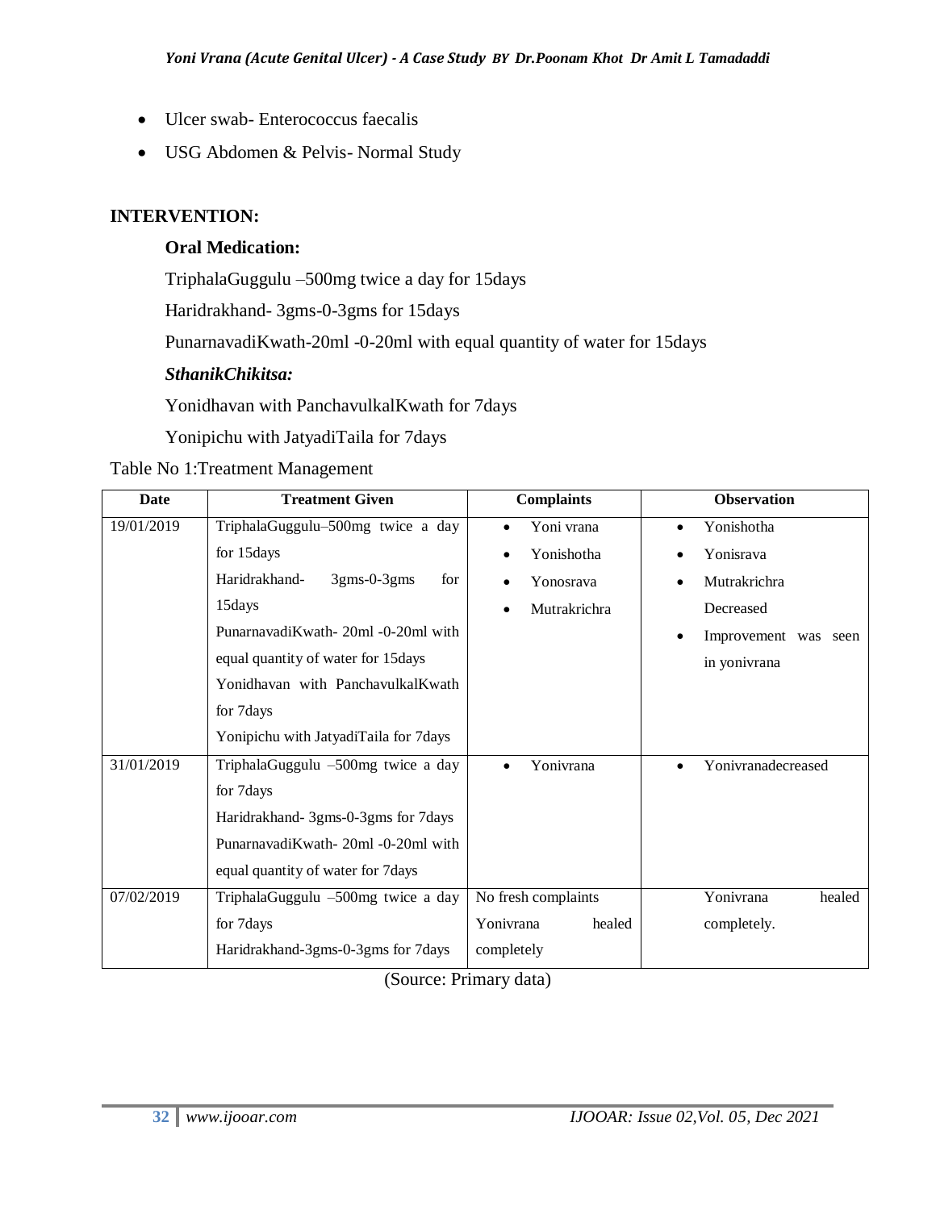- Ulcer swab- Enterococcus faecalis
- USG Abdomen & Pelvis- Normal Study

## INTERVENTION:

### Oral Medication:

TriphalaGuggulu –500mg twice a day for 15days

Haridrakhand- 3gms-0-3gms for 15days

PunarnavadiKwath-20ml -0-20ml with equal quantity of water for 15days

***SthanikChikitsa:***

Yonidhavan with PanchavulkalKwath for 7days

Yonipichu with JatyadiTaila for 7days

Table No 1:Treatment Management

| Date | Treatment Given | Complaints | Observation |
|---|---|---|---|
| 19/01/2019 | TriphalaGuggulu–500mg twice a day for 15days<br>Haridrakhand- 3gms-0-3gms for 15days<br>PunarnavadiKwath- 20ml -0-20ml with equal quantity of water for 15days<br>Yonidhavan with PanchavulkalKwath for 7days<br>Yonipichu with JatyadiTaila for 7days | • Yoni vrana<br>• Yonishotha<br>• Yonosrava<br>• Mutrakrichra | • Yonishotha<br>• Yonisrava<br>• Mutrakrichra Decreased<br>• Improvement was seen in yonivrana |
| 31/01/2019 | TriphalaGuggulu –500mg twice a day for 7days<br>Haridrakhand- 3gms-0-3gms for 7days<br>PunarnavadiKwath- 20ml -0-20ml with equal quantity of water for 7days | • Yonivrana | • Yonivranadecreased |
| 07/02/2019 | TriphalaGuggulu –500mg twice a day for 7days<br>Haridrakhand-3gms-0-3gms for 7days | No fresh complaints Yonivrana healed completely | Yonivrana healed completely. |

(Source: Primary data)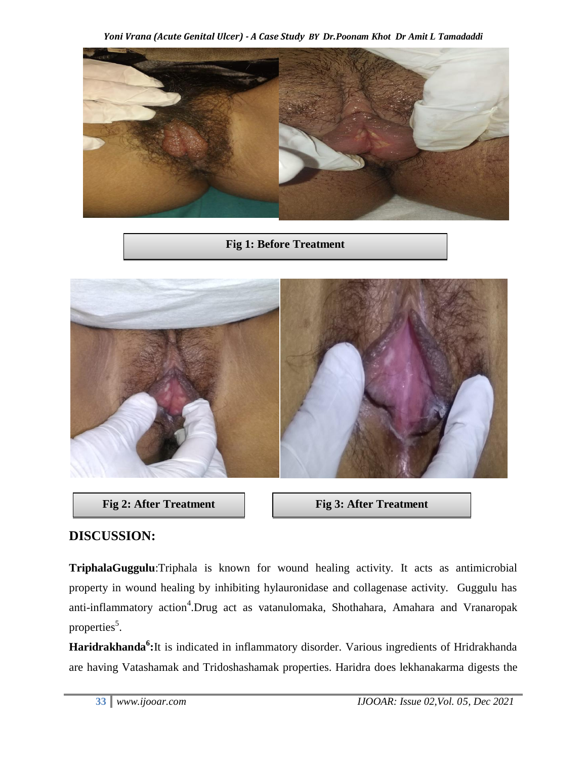Fig 1: Before Treatment

Fig 2: After Treatment

Fig 3: After Treatment

## DISCUSSION:

**TriphalaGuggulu**:Triphala is known for wound healing activity. It acts as antimicrobial property in wound healing by inhibiting hylauronidase and collagenase activity. Guggulu has anti-inflammatory action[4].Drug act as vatanulomaka, Shothahara, Amahara and Vranaropak properties[5].

**Haridrakhanda[6]:**It is indicated in inflammatory disorder. Various ingredients of Hridrakhanda are having Vatashamak and Tridoshashamak properties. Haridra does lekhanakarma digests the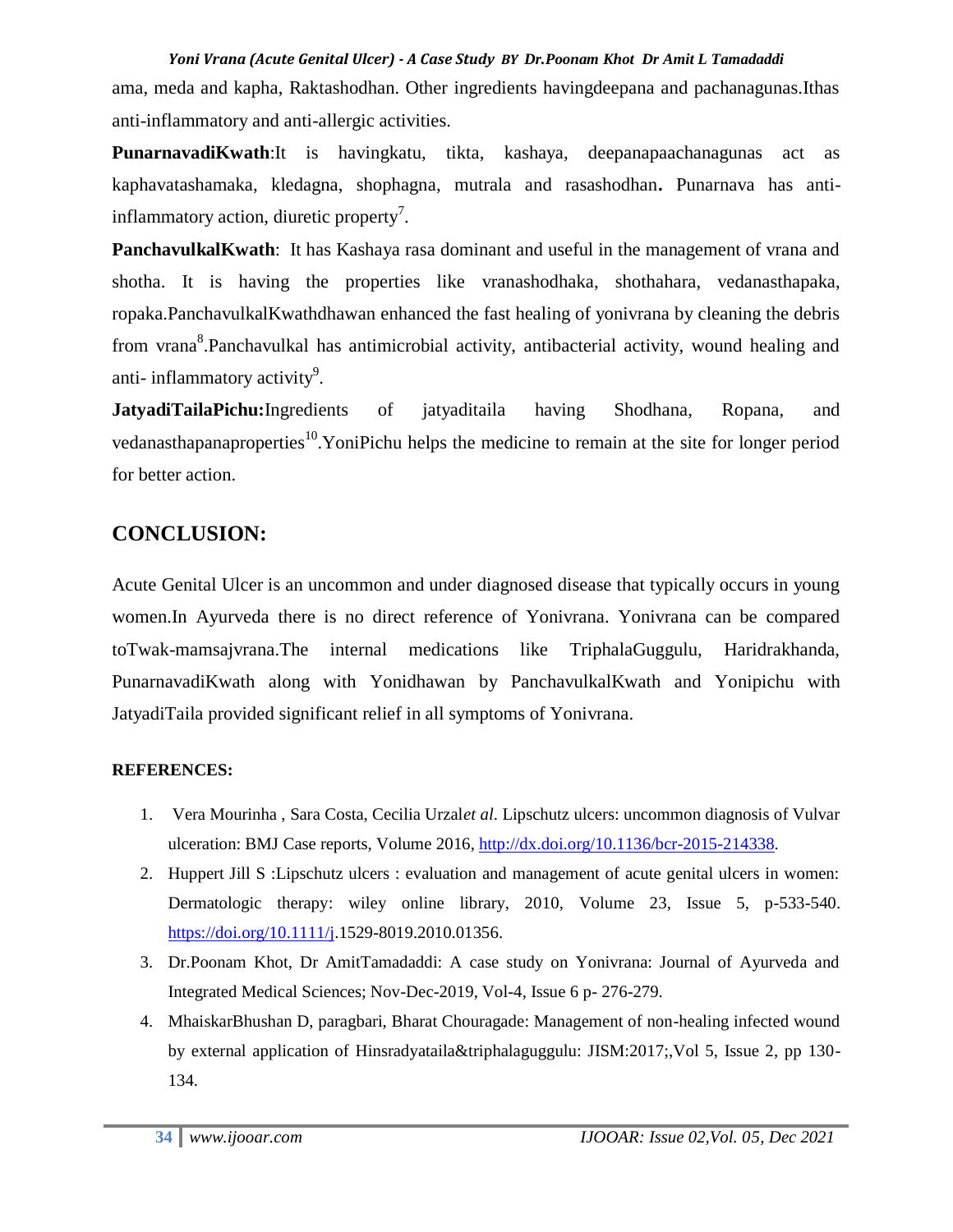ama, meda and kapha, Raktashodhan. Other ingredients havingdeepana and pachanagunas.Ithas anti-inflammatory and anti-allergic activities.

**PunarnavadiKwath**:It is havingkatu, tikta, kashaya, deepanapaachanagunas act as kaphavatashamaka, kledagna, shophagna, mutrala and rasashodhan**.** Punarnava has anti-inflammatory action, diuretic property[7].

**PanchavulkalKwath**: It has Kashaya rasa dominant and useful in the management of vrana and shotha. It is having the properties like vranashodhaka, shothahara, vedanasthapaka, ropaka.PanchavulkalKwathdhawan enhanced the fast healing of yonivrana by cleaning the debris from vrana[8].Panchavulkal has antimicrobial activity, antibacterial activity, wound healing and anti- inflammatory activity[9].

**JatyadiTailaPichu:**Ingredients of jatyaditaila having Shodhana, Ropana, and vedanasthapanaproperties[10].YoniPichu helps the medicine to remain at the site for longer period for better action.

## CONCLUSION:

Acute Genital Ulcer is an uncommon and under diagnosed disease that typically occurs in young women.In Ayurveda there is no direct reference of Yonivrana. Yonivrana can be compared toTwak-mamsajvrana.The internal medications like TriphalaGuggulu, Haridrakhanda, PunarnavadiKwath along with Yonidhawan by PanchavulkalKwath and Yonipichu with JatyadiTaila provided significant relief in all symptoms of Yonivrana.

**REFERENCES:**

1. Vera Mourinha , Sara Costa, Cecilia Urzal*et al*. Lipschutz ulcers: uncommon diagnosis of Vulvar ulceration: BMJ Case reports, Volume 2016, http://dx.doi.org/10.1136/bcr-2015-214338.
2. Huppert Jill S :Lipschutz ulcers : evaluation and management of acute genital ulcers in women: Dermatologic therapy: wiley online library, 2010, Volume 23, Issue 5, p-533-540. https://doi.org/10.1111/j.1529-8019.2010.01356.
3. Dr.Poonam Khot, Dr AmitTamadaddi: A case study on Yonivrana: Journal of Ayurveda and Integrated Medical Sciences; Nov-Dec-2019, Vol-4, Issue 6 p- 276-279.
4. MhaiskarBhushan D, paragbari, Bharat Chouragade: Management of non-healing infected wound by external application of Hinsradyataila&triphalaguggulu: JISM:2017;,Vol 5, Issue 2, pp 130-134.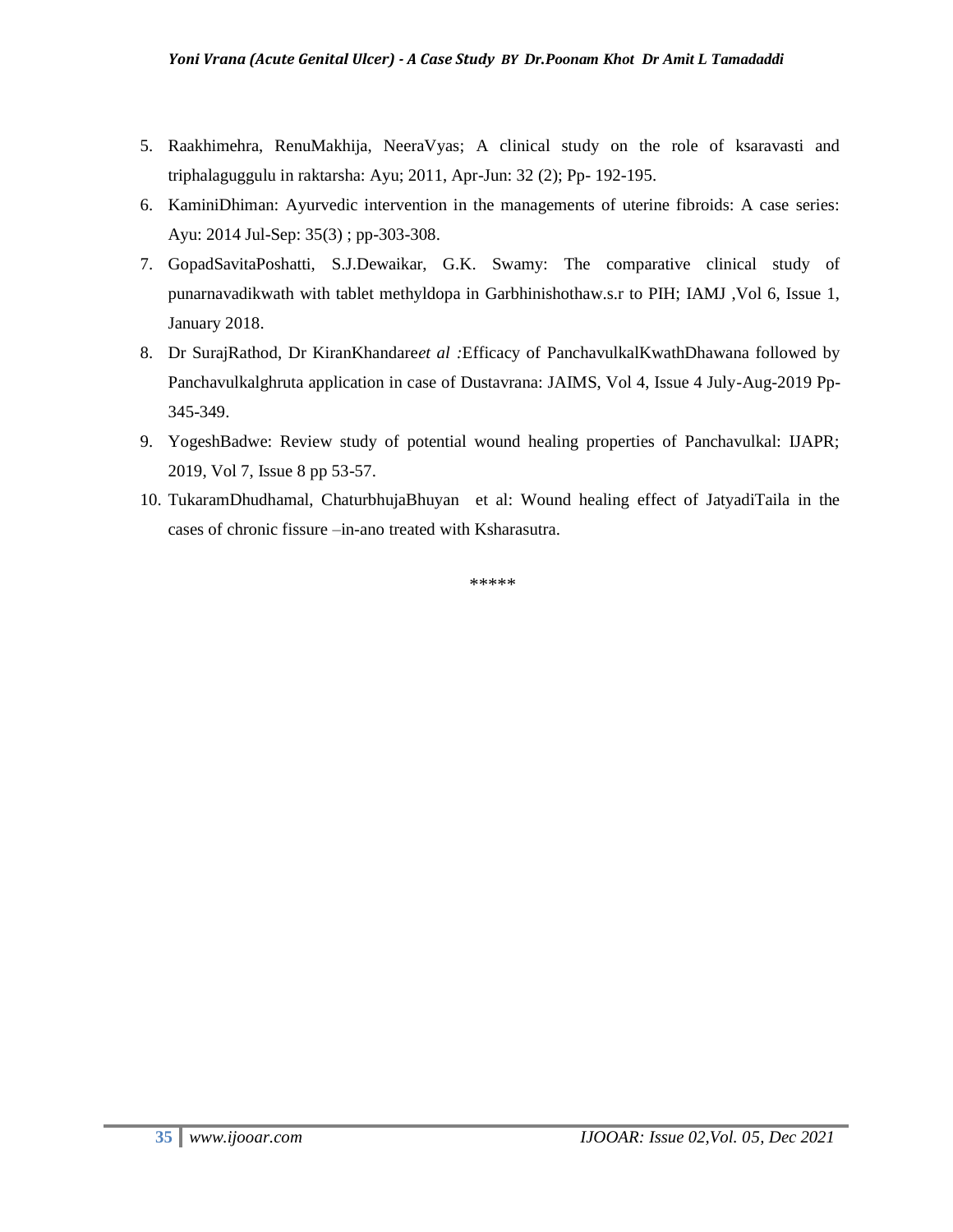5. Raakhimehra, RenuMakhija, NeeraVyas; A clinical study on the role of ksaravasti and triphalaguggulu in raktarsha: Ayu; 2011, Apr-Jun: 32 (2); Pp- 192-195.
6. KaminiDhiman: Ayurvedic intervention in the managements of uterine fibroids: A case series: Ayu: 2014 Jul-Sep: 35(3) ; pp-303-308.
7. GopadSavitaPoshatti, S.J.Dewaikar, G.K. Swamy: The comparative clinical study of punarnavadikwath with tablet methyldopa in Garbhinishothaw.s.r to PIH; IAMJ ,Vol 6, Issue 1, January 2018.
8. Dr SurajRathod, Dr KiranKhandare*et al* :Efficacy of PanchavulkalKwathDhawana followed by Panchavulkalghruta application in case of Dustavrana: JAIMS, Vol 4, Issue 4 July-Aug-2019 Pp- 345-349.
9. YogeshBadwe: Review study of potential wound healing properties of Panchavulkal: IJAPR; 2019, Vol 7, Issue 8 pp 53-57.
10. TukaramDhudhamal, ChaturbhujaBhuyan et al: Wound healing effect of JatyadiTaila in the cases of chronic fissure –in-ano treated with Ksharasutra.

*****